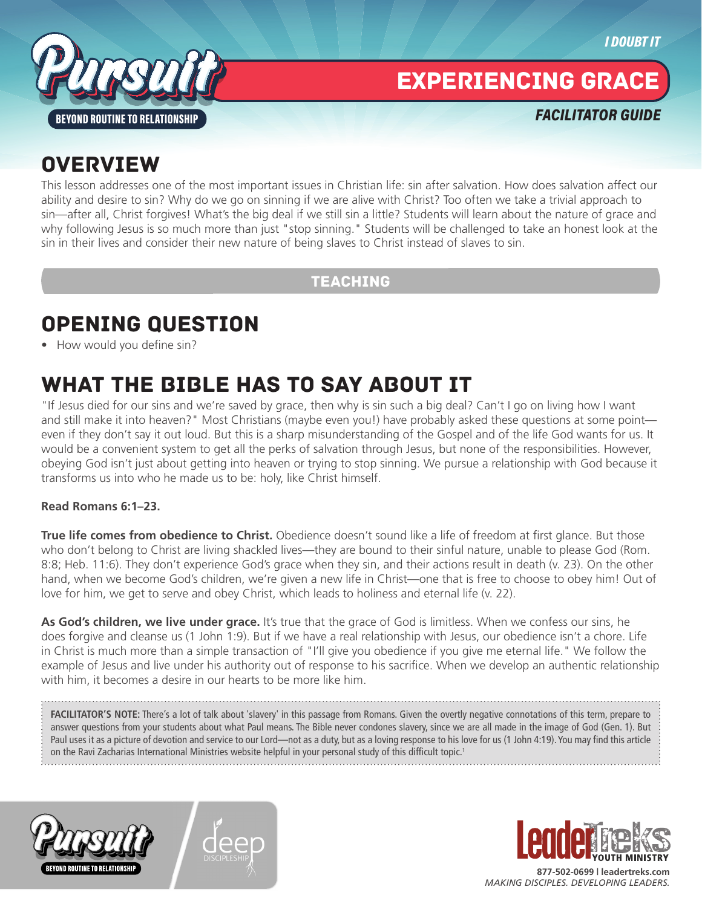I DOUBT IT

# EXPERIENCING GRACE

*FACILITATOR GUIDE*

## OVERVIEW

This lesson addresses one of the most important issues in Christian life: sin after salvation. How does salvation affect our ability and desire to sin? Why do we go on sinning if we are alive with Christ? Too often we take a trivial approach to sin—after all, Christ forgives! What's the big deal if we still sin a little? Students will learn about the nature of grace and why following Jesus is so much more than just "stop sinning." Students will be challenged to take an honest look at the sin in their lives and consider their new nature of being slaves to Christ instead of slaves to sin.

## TEACHING

## OPENING QUESTION

- How would you define sin?

## WHAT THE BIBLE HAS TO SAY ABOUT IT

"If Jesus died for our sins and we're saved by grace, then why is sin such a big deal? Can't I go on living how I want and still make it into heaven?" Most Christians (maybe even you!) have probably asked these questions at some point—even if they don't say it out loud. But this is a sharp misunderstanding of the Gospel and of the life God wants for us. It would be a convenient system to get all the perks of salvation through Jesus, but none of the responsibilities. However, obeying God isn't just about getting into heaven or trying to stop sinning. We pursue a relationship with God because it transforms us into who he made us to be: holy, like Christ himself.

**Read Romans 6:1–23.**

**True life comes from obedience to Christ.** Obedience doesn't sound like a life of freedom at first glance. But those who don't belong to Christ are living shackled lives—they are bound to their sinful nature, unable to please God (Rom. 8:8; Heb. 11:6). They don't experience God's grace when they sin, and their actions result in death (v. 23). On the other hand, when we become God's children, we're given a new life in Christ—one that is free to choose to obey him! Out of love for him, we get to serve and obey Christ, which leads to holiness and eternal life (v. 22).

**As God's children, we live under grace.** It's true that the grace of God is limitless. When we confess our sins, he does forgive and cleanse us (1 John 1:9). But if we have a real relationship with Jesus, our obedience isn't a chore. Life in Christ is much more than a simple transaction of "I'll give you obedience if you give me eternal life." We follow the example of Jesus and live under his authority out of response to his sacrifice. When we develop an authentic relationship with him, it becomes a desire in our hearts to be more like him.

**FACILITATOR'S NOTE:** There's a lot of talk about 'slavery' in this passage from Romans. Given the overtly negative connotations of this term, prepare to answer questions from your students about what Paul means. The Bible never condones slavery, since we are all made in the image of God (Gen. 1). But Paul uses it as a picture of devotion and service to our Lord—not as a duty, but as a loving response to his love for us (1 John 4:19). You may find this article on the Ravi Zacharias International Ministries website helpful in your personal study of this difficult topic.[1]

877-502-0699 | leadertreks.com
MAKING DISCIPLES. DEVELOPING LEADERS.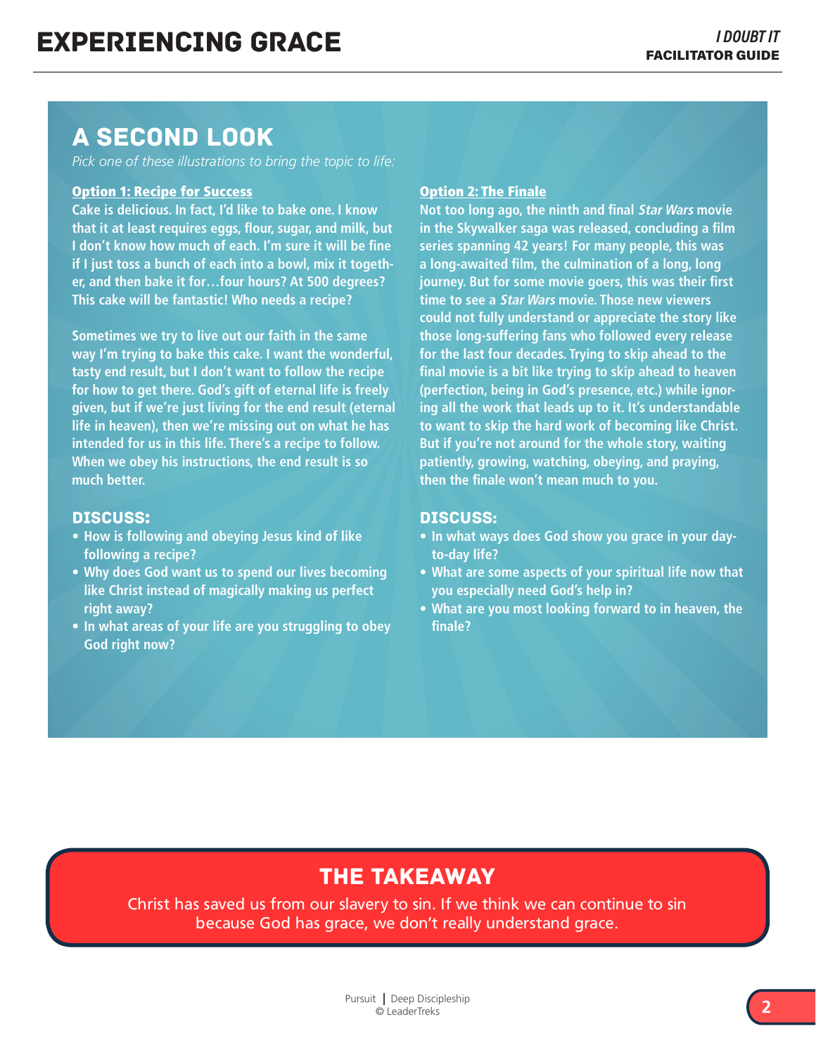## A SECOND LOOK

*Pick one of these illustrations to bring the topic to life:*

**Option 1: Recipe for Success**

**Cake is delicious. In fact, I'd like to bake one. I know that it at least requires eggs, flour, sugar, and milk, but I don't know how much of each. I'm sure it will be fine if I just toss a bunch of each into a bowl, mix it together, and then bake it for…four hours? At 500 degrees? This cake will be fantastic! Who needs a recipe?**

**Sometimes we try to live out our faith in the same way I'm trying to bake this cake. I want the wonderful, tasty end result, but I don't want to follow the recipe for how to get there. God's gift of eternal life is freely given, but if we're just living for the end result (eternal life in heaven), then we're missing out on what he has intended for us in this life. There's a recipe to follow. When we obey his instructions, the end result is so much better.**

### DISCUSS:

- **How is following and obeying Jesus kind of like following a recipe?**
- **Why does God want us to spend our lives becoming like Christ instead of magically making us perfect right away?**
- **In what areas of your life are you struggling to obey God right now?**

**Option 2: The Finale**

**Not too long ago, the ninth and final *Star Wars* movie in the Skywalker saga was released, concluding a film series spanning 42 years! For many people, this was a long-awaited film, the culmination of a long, long journey. But for some movie goers, this was their first time to see a *Star Wars* movie. Those new viewers could not fully understand or appreciate the story like those long-suffering fans who followed every release for the last four decades. Trying to skip ahead to the final movie is a bit like trying to skip ahead to heaven (perfection, being in God's presence, etc.) while ignoring all the work that leads up to it. It's understandable to want to skip the hard work of becoming like Christ. But if you're not around for the whole story, waiting patiently, growing, watching, obeying, and praying, then the finale won't mean much to you.**

### DISCUSS:

- **In what ways does God show you grace in your day-to-day life?**
- **What are some aspects of your spiritual life now that you especially need God's help in?**
- **What are you most looking forward to in heaven, the finale?**

## THE TAKEAWAY

Christ has saved us from our slavery to sin. If we think we can continue to sin because God has grace, we don't really understand grace.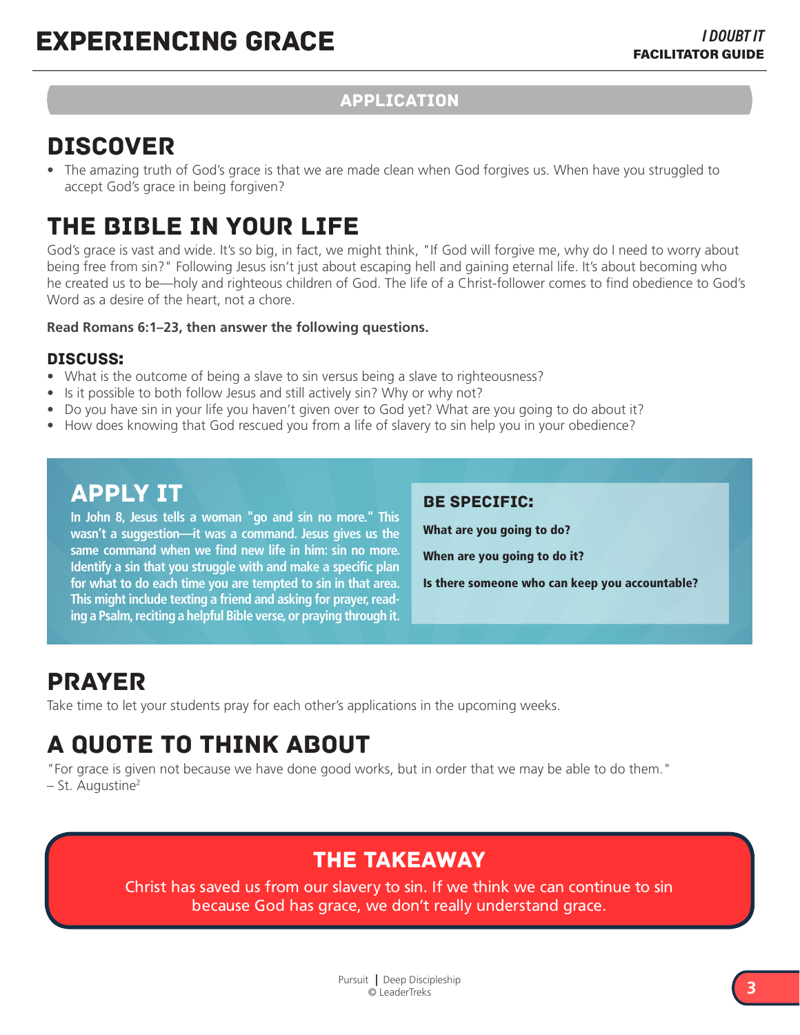## APPLICATION

## DISCOVER

- The amazing truth of God's grace is that we are made clean when God forgives us. When have you struggled to accept God's grace in being forgiven?

## THE BIBLE IN YOUR LIFE

God's grace is vast and wide. It's so big, in fact, we might think, "If God will forgive me, why do I need to worry about being free from sin?" Following Jesus isn't just about escaping hell and gaining eternal life. It's about becoming who he created us to be—holy and righteous children of God. The life of a Christ-follower comes to find obedience to God's Word as a desire of the heart, not a chore.

**Read Romans 6:1–23, then answer the following questions.**

### DISCUSS:

- What is the outcome of being a slave to sin versus being a slave to righteousness?
- Is it possible to both follow Jesus and still actively sin? Why or why not?
- Do you have sin in your life you haven't given over to God yet? What are you going to do about it?
- How does knowing that God rescued you from a life of slavery to sin help you in your obedience?

## APPLY IT

**In John 8, Jesus tells a woman "go and sin no more." This wasn't a suggestion—it was a command. Jesus gives us the same command when we find new life in him: sin no more. Identify a sin that you struggle with and make a specific plan for what to do each time you are tempted to sin in that area. This might include texting a friend and asking for prayer, reading a Psalm, reciting a helpful Bible verse, or praying through it.**

### BE SPECIFIC:

**What are you going to do?**

**When are you going to do it?**

**Is there someone who can keep you accountable?**

## PRAYER

Take time to let your students pray for each other's applications in the upcoming weeks.

## A QUOTE TO THINK ABOUT

"For grace is given not because we have done good works, but in order that we may be able to do them."
– St. Augustine[2]

## THE TAKEAWAY

Christ has saved us from our slavery to sin. If we think we can continue to sin because God has grace, we don't really understand grace.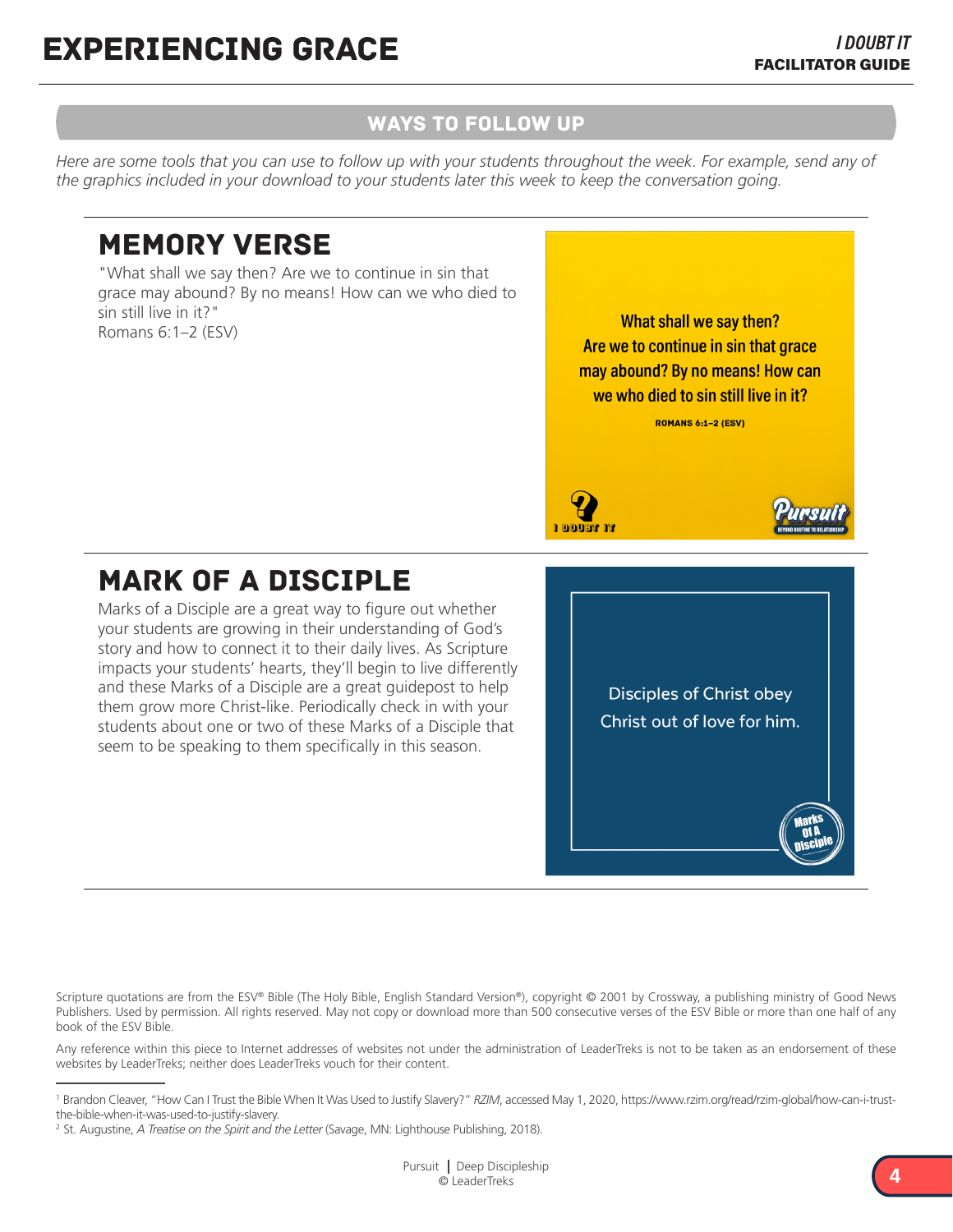## WAYS TO FOLLOW UP

*Here are some tools that you can use to follow up with your students throughout the week. For example, send any of the graphics included in your download to your students later this week to keep the conversation going.*

## MEMORY VERSE

"What shall we say then? Are we to continue in sin that grace may abound? By no means! How can we who died to sin still live in it?"
Romans 6:1–2 (ESV)

What shall we say then? Are we to continue in sin that grace may abound? By no means! How can we who died to sin still live in it?

ROMANS 6:1–2 (ESV)

I DOUBT IT

Pursuit
BEYOND ROUTINE TO RELATIONSHIP

## MARK OF A DISCIPLE

Marks of a Disciple are a great way to figure out whether your students are growing in their understanding of God's story and how to connect it to their daily lives. As Scripture impacts your students' hearts, they'll begin to live differently and these Marks of a Disciple are a great guidepost to help them grow more Christ-like. Periodically check in with your students about one or two of these Marks of a Disciple that seem to be speaking to them specifically in this season.

Disciples of Christ obey Christ out of love for him.

Marks of a Disciple

Scripture quotations are from the ESV® Bible (The Holy Bible, English Standard Version®), copyright © 2001 by Crossway, a publishing ministry of Good News Publishers. Used by permission. All rights reserved. May not copy or download more than 500 consecutive verses of the ESV Bible or more than one half of any book of the ESV Bible.

Any reference within this piece to Internet addresses of websites not under the administration of LeaderTreks is not to be taken as an endorsement of these websites by LeaderTreks; neither does LeaderTreks vouch for their content.

---

[1] Brandon Cleaver, "How Can I Trust the Bible When It Was Used to Justify Slavery?" *RZIM*, accessed May 1, 2020, https://www.rzim.org/read/rzim-global/how-can-i-trust-the-bible-when-it-was-used-to-justify-slavery.

[2] St. Augustine, *A Treatise on the Spirit and the Letter* (Savage, MN: Lighthouse Publishing, 2018).